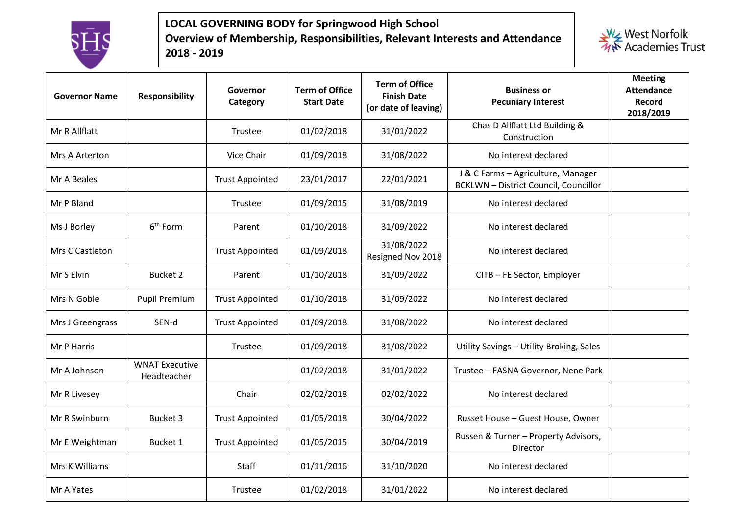**LOCAL GOVERNING BODY for Springwood High School**
**Overview of Membership, Responsibilities, Relevant Interests and Attendance**
**2018 - 2019**

| Governor Name | Responsibility | Governor Category | Term of Office Start Date | Term of Office Finish Date (or date of leaving) | Business or Pecuniary Interest | Meeting Attendance Record 2018/2019 |
|---|---|---|---|---|---|---|
| Mr R Allflatt | | Trustee | 01/02/2018 | 31/01/2022 | Chas D Allflatt Ltd Building & Construction | |
| Mrs A Arterton | | Vice Chair | 01/09/2018 | 31/08/2022 | No interest declared | |
| Mr A Beales | | Trust Appointed | 23/01/2017 | 22/01/2021 | J & C Farms – Agriculture, Manager BCKLWN – District Council, Councillor | |
| Mr P Bland | | Trustee | 01/09/2015 | 31/08/2019 | No interest declared | |
| Ms J Borley | 6th Form | Parent | 01/10/2018 | 31/09/2022 | No interest declared | |
| Mrs C Castleton | | Trust Appointed | 01/09/2018 | 31/08/2022 Resigned Nov 2018 | No interest declared | |
| Mr S Elvin | Bucket 2 | Parent | 01/10/2018 | 31/09/2022 | CITB – FE Sector, Employer | |
| Mrs N Goble | Pupil Premium | Trust Appointed | 01/10/2018 | 31/09/2022 | No interest declared | |
| Mrs J Greengrass | SEN-d | Trust Appointed | 01/09/2018 | 31/08/2022 | No interest declared | |
| Mr P Harris | | Trustee | 01/09/2018 | 31/08/2022 | Utility Savings – Utility Broking, Sales | |
| Mr A Johnson | WNAT Executive Headteacher | | 01/02/2018 | 31/01/2022 | Trustee – FASNA Governor, Nene Park | |
| Mr R Livesey | | Chair | 02/02/2018 | 02/02/2022 | No interest declared | |
| Mr R Swinburn | Bucket 3 | Trust Appointed | 01/05/2018 | 30/04/2022 | Russet House – Guest House, Owner | |
| Mr E Weightman | Bucket 1 | Trust Appointed | 01/05/2015 | 30/04/2019 | Russen & Turner – Property Advisors, Director | |
| Mrs K Williams | | Staff | 01/11/2016 | 31/10/2020 | No interest declared | |
| Mr A Yates | | Trustee | 01/02/2018 | 31/01/2022 | No interest declared | |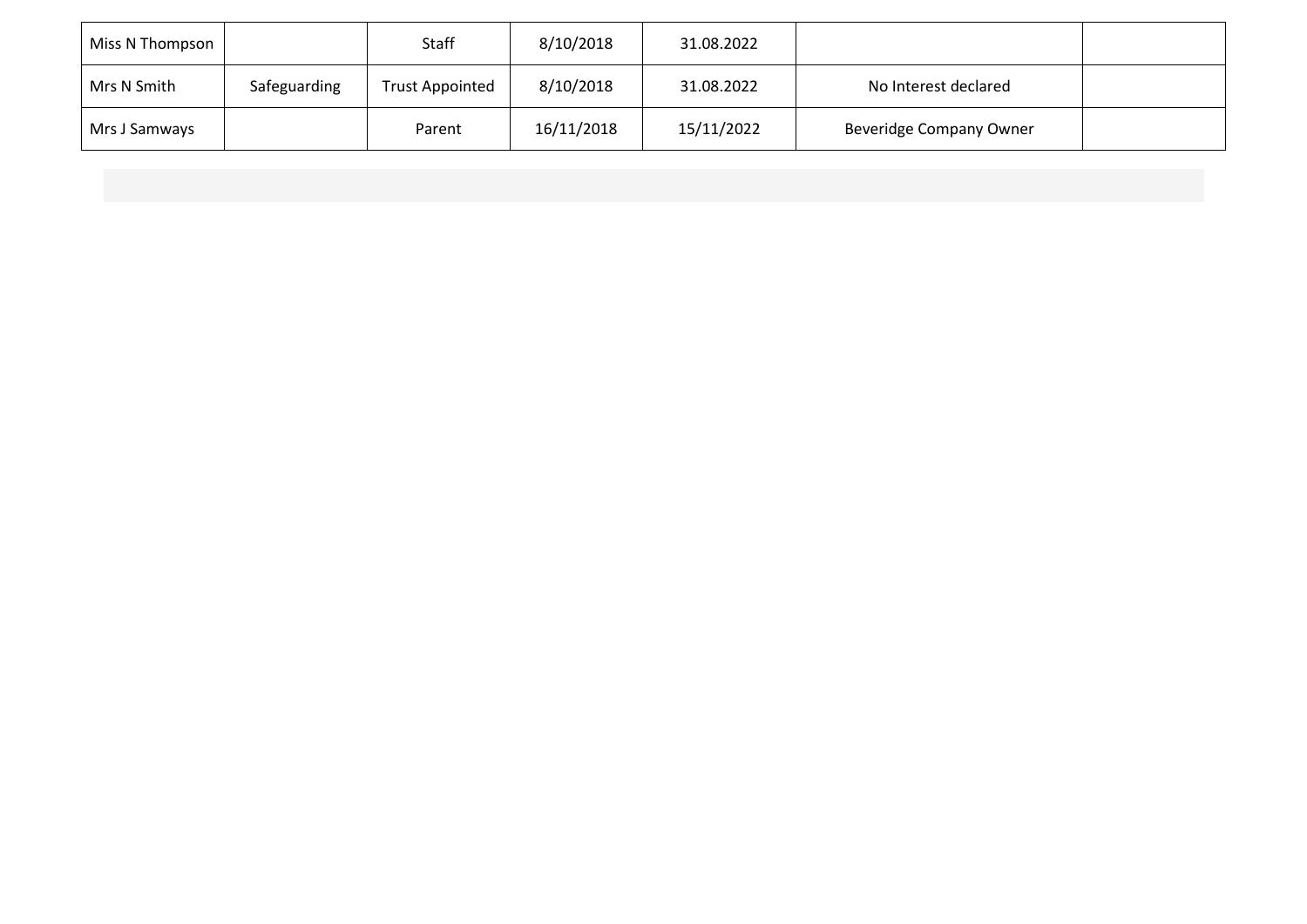| | | | | | | |
|---|---|---|---|---|---|---|
| Miss N Thompson | | Staff | 8/10/2018 | 31.08.2022 | | |
| Mrs N Smith | Safeguarding | Trust Appointed | 8/10/2018 | 31.08.2022 | No Interest declared | |
| Mrs J Samways | | Parent | 16/11/2018 | 15/11/2022 | Beveridge Company Owner | |